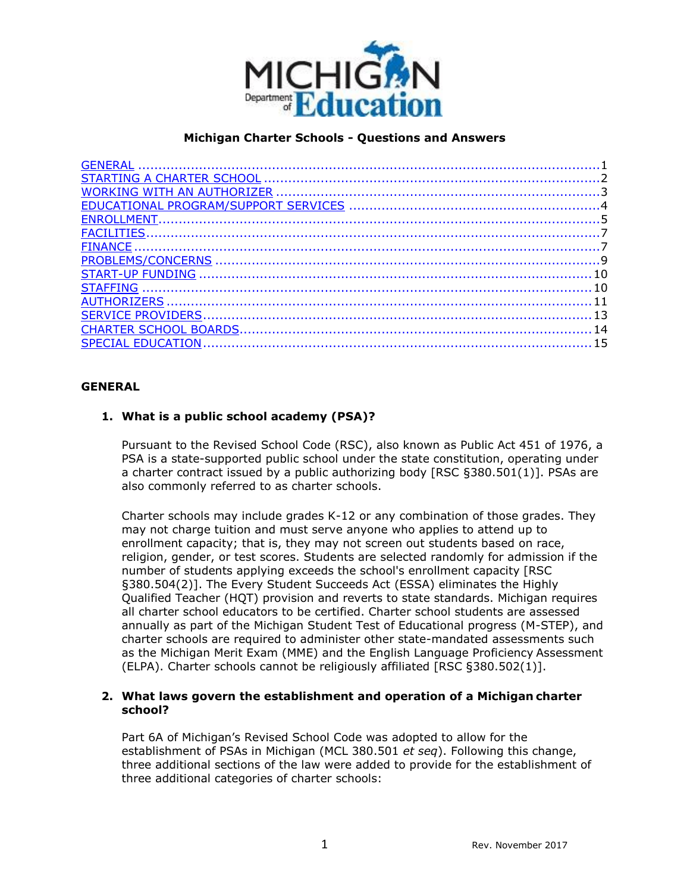# Michigan Charter Schools - Questions and Answers

- [GENERAL](#general) ..... 1
- [STARTING A CHARTER SCHOOL](#) ..... 2
- [WORKING WITH AN AUTHORIZER](#) ..... 3
- [EDUCATIONAL PROGRAM/SUPPORT SERVICES](#) ..... 4
- [ENROLLMENT](#) ..... 5
- [FACILITIES](#) ..... 7
- [FINANCE](#) ..... 7
- [PROBLEMS/CONCERNS](#) ..... 9
- [START-UP FUNDING](#) ..... 10
- [STAFFING](#) ..... 10
- [AUTHORIZERS](#) ..... 11
- [SERVICE PROVIDERS](#) ..... 13
- [CHARTER SCHOOL BOARDS](#) ..... 14
- [SPECIAL EDUCATION](#) ..... 15

## GENERAL

**1. What is a public school academy (PSA)?**

Pursuant to the Revised School Code (RSC), also known as Public Act 451 of 1976, a PSA is a state-supported public school under the state constitution, operating under a charter contract issued by a public authorizing body [RSC §380.501(1)]. PSAs are also commonly referred to as charter schools.

Charter schools may include grades K-12 or any combination of those grades. They may not charge tuition and must serve anyone who applies to attend up to enrollment capacity; that is, they may not screen out students based on race, religion, gender, or test scores. Students are selected randomly for admission if the number of students applying exceeds the school's enrollment capacity [RSC §380.504(2)]. The Every Student Succeeds Act (ESSA) eliminates the Highly Qualified Teacher (HQT) provision and reverts to state standards. Michigan requires all charter school educators to be certified. Charter school students are assessed annually as part of the Michigan Student Test of Educational progress (M-STEP), and charter schools are required to administer other state-mandated assessments such as the Michigan Merit Exam (MME) and the English Language Proficiency Assessment (ELPA). Charter schools cannot be religiously affiliated [RSC §380.502(1)].

**2. What laws govern the establishment and operation of a Michigan charter school?**

Part 6A of Michigan's Revised School Code was adopted to allow for the establishment of PSAs in Michigan (MCL 380.501 *et seq*). Following this change, three additional sections of the law were added to provide for the establishment of three additional categories of charter schools: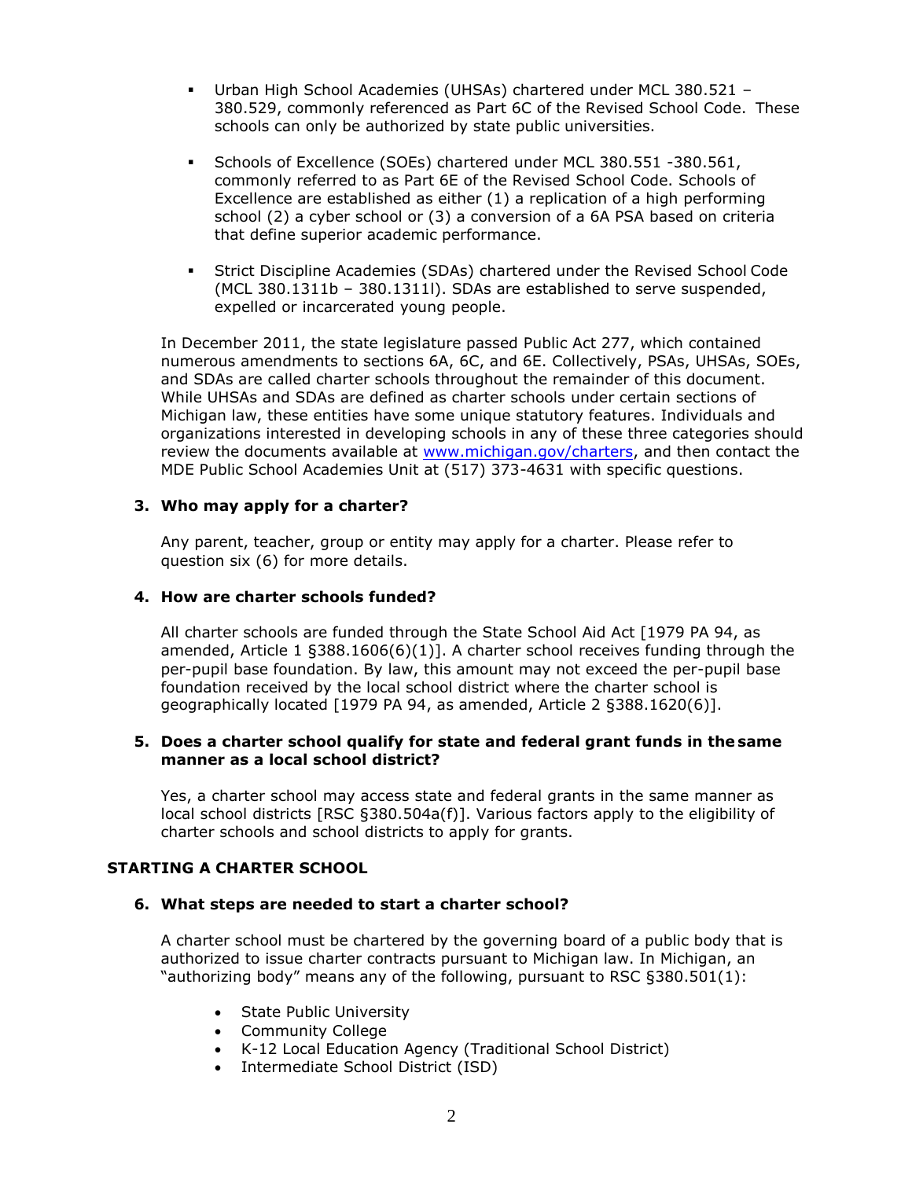- Urban High School Academies (UHSAs) chartered under MCL 380.521 – 380.529, commonly referenced as Part 6C of the Revised School Code. These schools can only be authorized by state public universities.

- Schools of Excellence (SOEs) chartered under MCL 380.551 -380.561, commonly referred to as Part 6E of the Revised School Code. Schools of Excellence are established as either (1) a replication of a high performing school (2) a cyber school or (3) a conversion of a 6A PSA based on criteria that define superior academic performance.

- Strict Discipline Academies (SDAs) chartered under the Revised School Code (MCL 380.1311b – 380.1311l). SDAs are established to serve suspended, expelled or incarcerated young people.

In December 2011, the state legislature passed Public Act 277, which contained numerous amendments to sections 6A, 6C, and 6E. Collectively, PSAs, UHSAs, SOEs, and SDAs are called charter schools throughout the remainder of this document. While UHSAs and SDAs are defined as charter schools under certain sections of Michigan law, these entities have some unique statutory features. Individuals and organizations interested in developing schools in any of these three categories should review the documents available at www.michigan.gov/charters, and then contact the MDE Public School Academies Unit at (517) 373-4631 with specific questions.

**3. Who may apply for a charter?**

Any parent, teacher, group or entity may apply for a charter. Please refer to question six (6) for more details.

**4. How are charter schools funded?**

All charter schools are funded through the State School Aid Act [1979 PA 94, as amended, Article 1 §388.1606(6)(1)]. A charter school receives funding through the per-pupil base foundation. By law, this amount may not exceed the per-pupil base foundation received by the local school district where the charter school is geographically located [1979 PA 94, as amended, Article 2 §388.1620(6)].

**5. Does a charter school qualify for state and federal grant funds in the same manner as a local school district?**

Yes, a charter school may access state and federal grants in the same manner as local school districts [RSC §380.504a(f)]. Various factors apply to the eligibility of charter schools and school districts to apply for grants.

## STARTING A CHARTER SCHOOL

**6. What steps are needed to start a charter school?**

A charter school must be chartered by the governing board of a public body that is authorized to issue charter contracts pursuant to Michigan law. In Michigan, an "authorizing body" means any of the following, pursuant to RSC §380.501(1):

- State Public University
- Community College
- K-12 Local Education Agency (Traditional School District)
- Intermediate School District (ISD)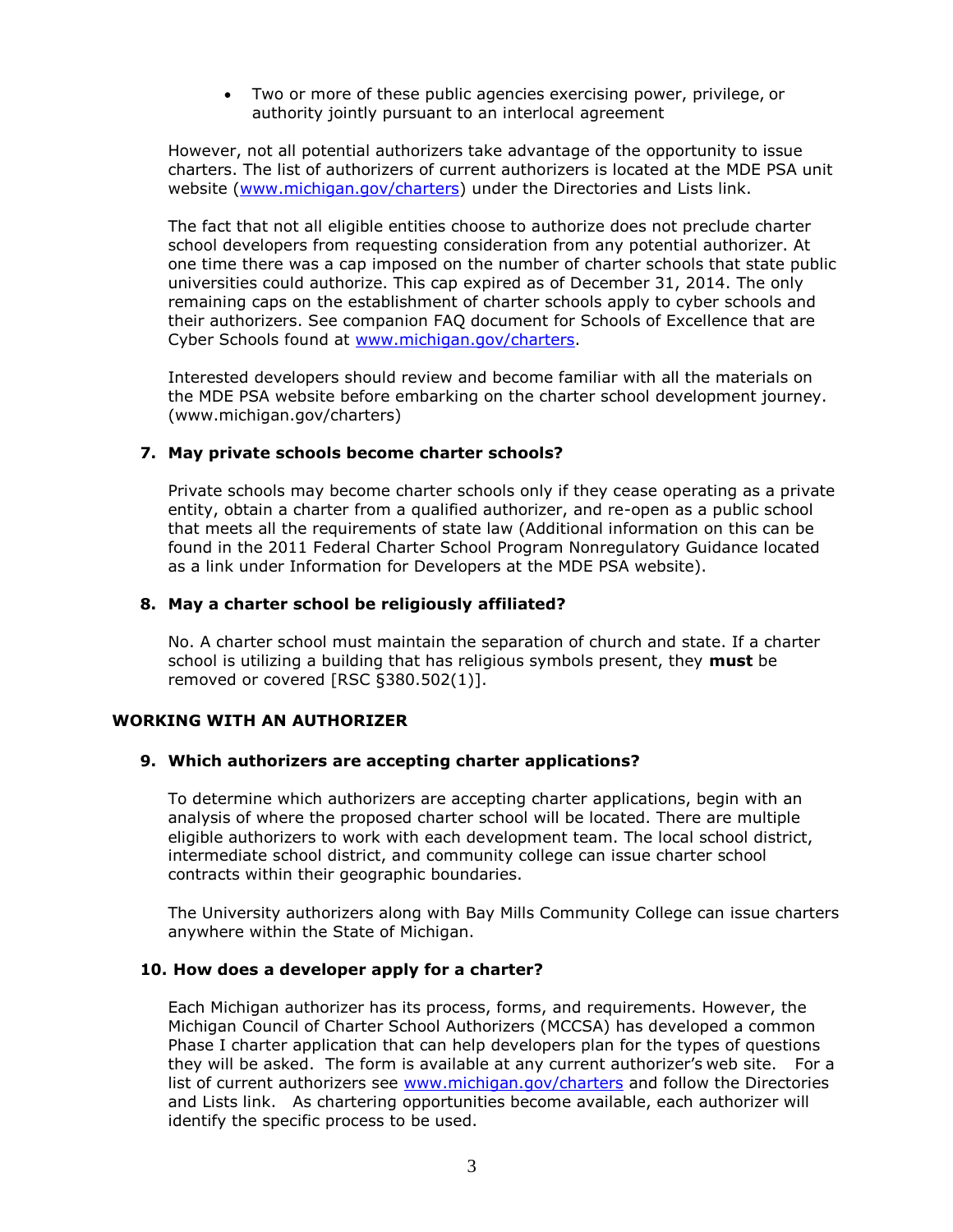- Two or more of these public agencies exercising power, privilege, or authority jointly pursuant to an interlocal agreement

However, not all potential authorizers take advantage of the opportunity to issue charters. The list of authorizers of current authorizers is located at the MDE PSA unit website (www.michigan.gov/charters) under the Directories and Lists link.

The fact that not all eligible entities choose to authorize does not preclude charter school developers from requesting consideration from any potential authorizer. At one time there was a cap imposed on the number of charter schools that state public universities could authorize. This cap expired as of December 31, 2014. The only remaining caps on the establishment of charter schools apply to cyber schools and their authorizers. See companion FAQ document for Schools of Excellence that are Cyber Schools found at www.michigan.gov/charters.

Interested developers should review and become familiar with all the materials on the MDE PSA website before embarking on the charter school development journey. (www.michigan.gov/charters)

**7. May private schools become charter schools?**

Private schools may become charter schools only if they cease operating as a private entity, obtain a charter from a qualified authorizer, and re-open as a public school that meets all the requirements of state law (Additional information on this can be found in the 2011 Federal Charter School Program Nonregulatory Guidance located as a link under Information for Developers at the MDE PSA website).

**8. May a charter school be religiously affiliated?**

No. A charter school must maintain the separation of church and state. If a charter school is utilizing a building that has religious symbols present, they **must** be removed or covered [RSC §380.502(1)].

## WORKING WITH AN AUTHORIZER

**9. Which authorizers are accepting charter applications?**

To determine which authorizers are accepting charter applications, begin with an analysis of where the proposed charter school will be located. There are multiple eligible authorizers to work with each development team. The local school district, intermediate school district, and community college can issue charter school contracts within their geographic boundaries.

The University authorizers along with Bay Mills Community College can issue charters anywhere within the State of Michigan.

**10. How does a developer apply for a charter?**

Each Michigan authorizer has its process, forms, and requirements. However, the Michigan Council of Charter School Authorizers (MCCSA) has developed a common Phase I charter application that can help developers plan for the types of questions they will be asked. The form is available at any current authorizer's web site. For a list of current authorizers see www.michigan.gov/charters and follow the Directories and Lists link. As chartering opportunities become available, each authorizer will identify the specific process to be used.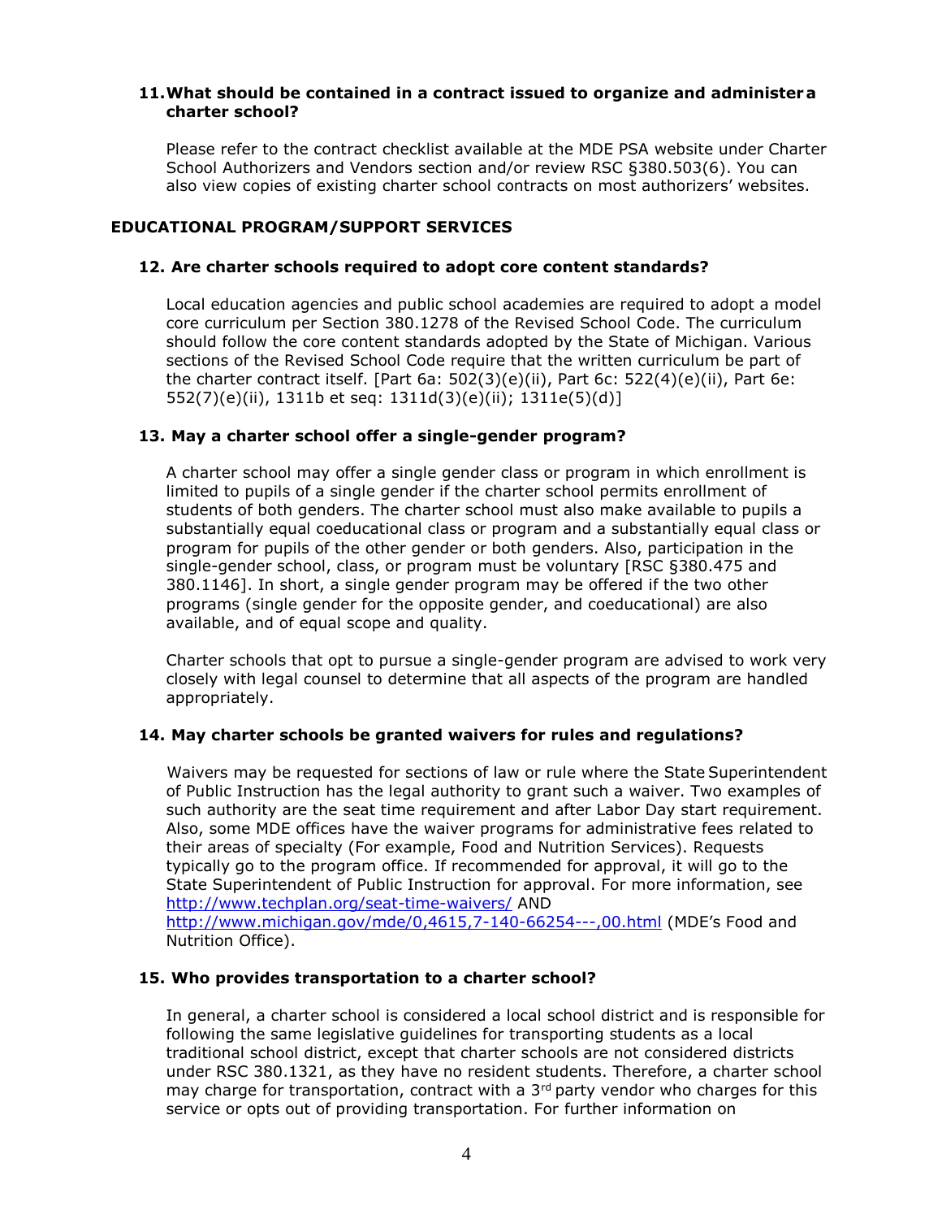### 11. What should be contained in a contract issued to organize and administer a charter school?

Please refer to the contract checklist available at the MDE PSA website under Charter School Authorizers and Vendors section and/or review RSC §380.503(6). You can also view copies of existing charter school contracts on most authorizers' websites.

## EDUCATIONAL PROGRAM/SUPPORT SERVICES

### 12. Are charter schools required to adopt core content standards?

Local education agencies and public school academies are required to adopt a model core curriculum per Section 380.1278 of the Revised School Code. The curriculum should follow the core content standards adopted by the State of Michigan. Various sections of the Revised School Code require that the written curriculum be part of the charter contract itself. [Part 6a: 502(3)(e)(ii), Part 6c: 522(4)(e)(ii), Part 6e: 552(7)(e)(ii), 1311b et seq: 1311d(3)(e)(ii); 1311e(5)(d)]

### 13. May a charter school offer a single-gender program?

A charter school may offer a single gender class or program in which enrollment is limited to pupils of a single gender if the charter school permits enrollment of students of both genders. The charter school must also make available to pupils a substantially equal coeducational class or program and a substantially equal class or program for pupils of the other gender or both genders. Also, participation in the single-gender school, class, or program must be voluntary [RSC §380.475 and 380.1146]. In short, a single gender program may be offered if the two other programs (single gender for the opposite gender, and coeducational) are also available, and of equal scope and quality.

Charter schools that opt to pursue a single-gender program are advised to work very closely with legal counsel to determine that all aspects of the program are handled appropriately.

### 14. May charter schools be granted waivers for rules and regulations?

Waivers may be requested for sections of law or rule where the State Superintendent of Public Instruction has the legal authority to grant such a waiver. Two examples of such authority are the seat time requirement and after Labor Day start requirement. Also, some MDE offices have the waiver programs for administrative fees related to their areas of specialty (For example, Food and Nutrition Services). Requests typically go to the program office. If recommended for approval, it will go to the State Superintendent of Public Instruction for approval. For more information, see http://www.techplan.org/seat-time-waivers/ AND http://www.michigan.gov/mde/0,4615,7-140-66254---,00.html (MDE's Food and Nutrition Office).

### 15. Who provides transportation to a charter school?

In general, a charter school is considered a local school district and is responsible for following the same legislative guidelines for transporting students as a local traditional school district, except that charter schools are not considered districts under RSC 380.1321, as they have no resident students. Therefore, a charter school may charge for transportation, contract with a 3rd party vendor who charges for this service or opts out of providing transportation. For further information on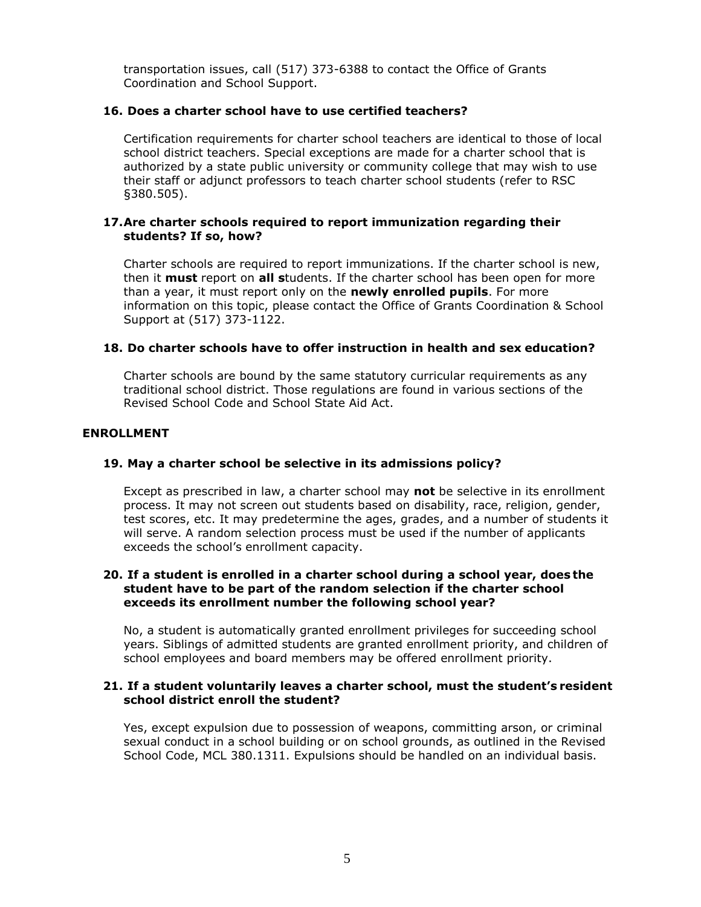transportation issues, call (517) 373-6388 to contact the Office of Grants Coordination and School Support.

### 16. Does a charter school have to use certified teachers?

Certification requirements for charter school teachers are identical to those of local school district teachers. Special exceptions are made for a charter school that is authorized by a state public university or community college that may wish to use their staff or adjunct professors to teach charter school students (refer to RSC §380.505).

### 17. Are charter schools required to report immunization regarding their students? If so, how?

Charter schools are required to report immunizations. If the charter school is new, then it **must** report on **all s**tudents. If the charter school has been open for more than a year, it must report only on the **newly enrolled pupils**. For more information on this topic, please contact the Office of Grants Coordination & School Support at (517) 373-1122.

### 18. Do charter schools have to offer instruction in health and sex education?

Charter schools are bound by the same statutory curricular requirements as any traditional school district. Those regulations are found in various sections of the Revised School Code and School State Aid Act.

## ENROLLMENT

### 19. May a charter school be selective in its admissions policy?

Except as prescribed in law, a charter school may **not** be selective in its enrollment process. It may not screen out students based on disability, race, religion, gender, test scores, etc. It may predetermine the ages, grades, and a number of students it will serve. A random selection process must be used if the number of applicants exceeds the school's enrollment capacity.

### 20. If a student is enrolled in a charter school during a school year, does the student have to be part of the random selection if the charter school exceeds its enrollment number the following school year?

No, a student is automatically granted enrollment privileges for succeeding school years. Siblings of admitted students are granted enrollment priority, and children of school employees and board members may be offered enrollment priority.

### 21. If a student voluntarily leaves a charter school, must the student's resident school district enroll the student?

Yes, except expulsion due to possession of weapons, committing arson, or criminal sexual conduct in a school building or on school grounds, as outlined in the Revised School Code, MCL 380.1311. Expulsions should be handled on an individual basis.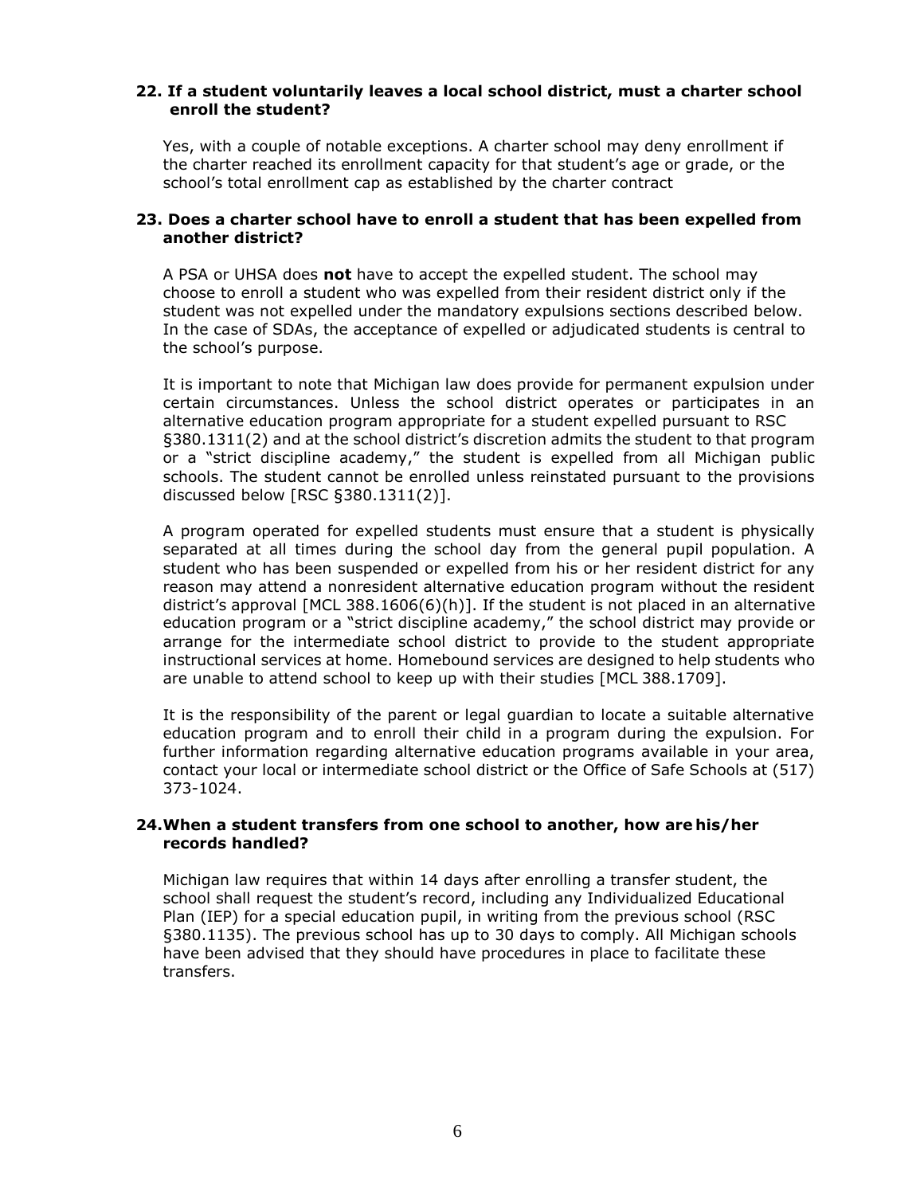### 22. If a student voluntarily leaves a local school district, must a charter school enroll the student?

Yes, with a couple of notable exceptions. A charter school may deny enrollment if the charter reached its enrollment capacity for that student's age or grade, or the school's total enrollment cap as established by the charter contract

### 23. Does a charter school have to enroll a student that has been expelled from another district?

A PSA or UHSA does **not** have to accept the expelled student. The school may choose to enroll a student who was expelled from their resident district only if the student was not expelled under the mandatory expulsions sections described below. In the case of SDAs, the acceptance of expelled or adjudicated students is central to the school's purpose.

It is important to note that Michigan law does provide for permanent expulsion under certain circumstances. Unless the school district operates or participates in an alternative education program appropriate for a student expelled pursuant to RSC §380.1311(2) and at the school district's discretion admits the student to that program or a "strict discipline academy," the student is expelled from all Michigan public schools. The student cannot be enrolled unless reinstated pursuant to the provisions discussed below [RSC §380.1311(2)].

A program operated for expelled students must ensure that a student is physically separated at all times during the school day from the general pupil population. A student who has been suspended or expelled from his or her resident district for any reason may attend a nonresident alternative education program without the resident district's approval [MCL 388.1606(6)(h)]. If the student is not placed in an alternative education program or a "strict discipline academy," the school district may provide or arrange for the intermediate school district to provide to the student appropriate instructional services at home. Homebound services are designed to help students who are unable to attend school to keep up with their studies [MCL 388.1709].

It is the responsibility of the parent or legal guardian to locate a suitable alternative education program and to enroll their child in a program during the expulsion. For further information regarding alternative education programs available in your area, contact your local or intermediate school district or the Office of Safe Schools at (517) 373-1024.

### 24. When a student transfers from one school to another, how are his/her records handled?

Michigan law requires that within 14 days after enrolling a transfer student, the school shall request the student's record, including any Individualized Educational Plan (IEP) for a special education pupil, in writing from the previous school (RSC §380.1135). The previous school has up to 30 days to comply. All Michigan schools have been advised that they should have procedures in place to facilitate these transfers.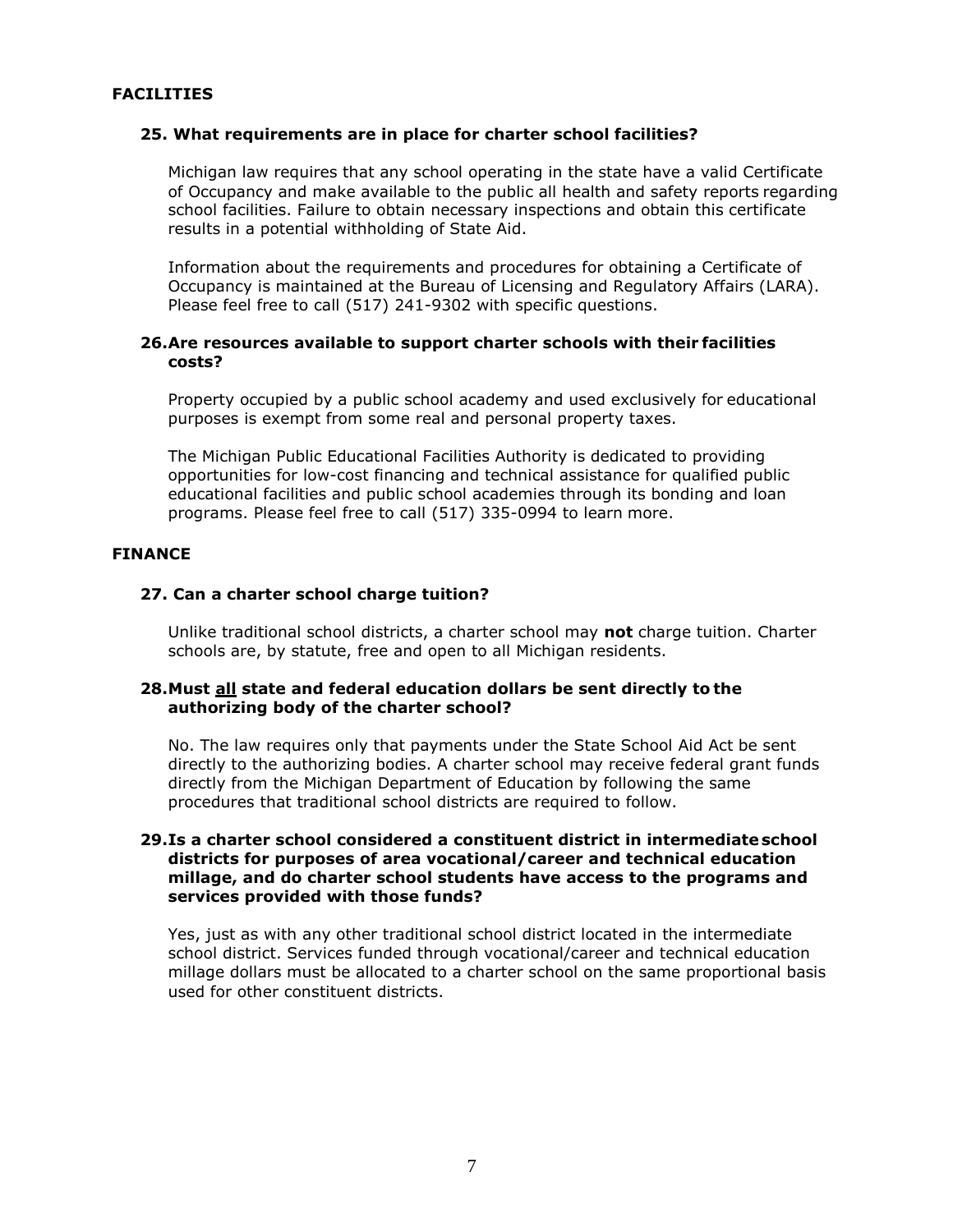## FACILITIES

### 25. What requirements are in place for charter school facilities?

Michigan law requires that any school operating in the state have a valid Certificate of Occupancy and make available to the public all health and safety reports regarding school facilities. Failure to obtain necessary inspections and obtain this certificate results in a potential withholding of State Aid.

Information about the requirements and procedures for obtaining a Certificate of Occupancy is maintained at the Bureau of Licensing and Regulatory Affairs (LARA). Please feel free to call (517) 241-9302 with specific questions.

### 26. Are resources available to support charter schools with their facilities costs?

Property occupied by a public school academy and used exclusively for educational purposes is exempt from some real and personal property taxes.

The Michigan Public Educational Facilities Authority is dedicated to providing opportunities for low-cost financing and technical assistance for qualified public educational facilities and public school academies through its bonding and loan programs. Please feel free to call (517) 335-0994 to learn more.

## FINANCE

### 27. Can a charter school charge tuition?

Unlike traditional school districts, a charter school may **not** charge tuition. Charter schools are, by statute, free and open to all Michigan residents.

### 28. Must <u>all</u> state and federal education dollars be sent directly to the authorizing body of the charter school?

No. The law requires only that payments under the State School Aid Act be sent directly to the authorizing bodies. A charter school may receive federal grant funds directly from the Michigan Department of Education by following the same procedures that traditional school districts are required to follow.

### 29. Is a charter school considered a constituent district in intermediate school districts for purposes of area vocational/career and technical education millage, and do charter school students have access to the programs and services provided with those funds?

Yes, just as with any other traditional school district located in the intermediate school district. Services funded through vocational/career and technical education millage dollars must be allocated to a charter school on the same proportional basis used for other constituent districts.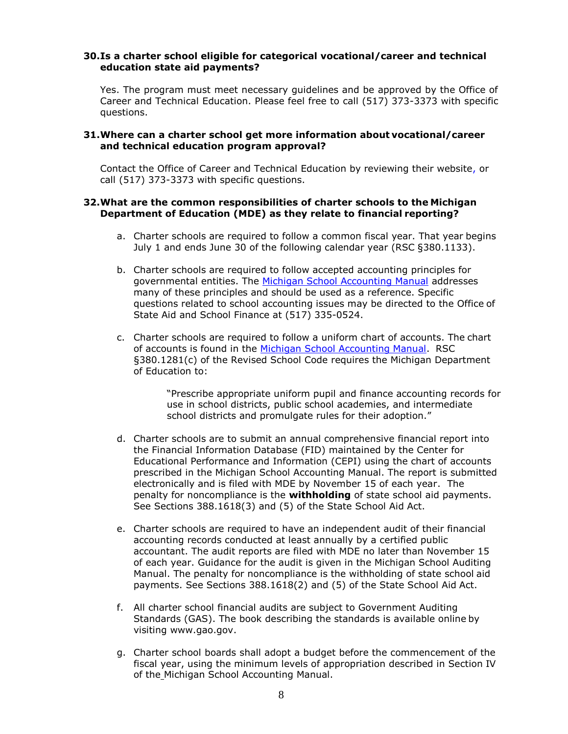**30. Is a charter school eligible for categorical vocational/career and technical education state aid payments?**

Yes. The program must meet necessary guidelines and be approved by the Office of Career and Technical Education. Please feel free to call (517) 373-3373 with specific questions.

**31. Where can a charter school get more information about vocational/career and technical education program approval?**

Contact the Office of Career and Technical Education by reviewing their website, or call (517) 373-3373 with specific questions.

**32. What are the common responsibilities of charter schools to the Michigan Department of Education (MDE) as they relate to financial reporting?**

a. Charter schools are required to follow a common fiscal year. That year begins July 1 and ends June 30 of the following calendar year (RSC §380.1133).

b. Charter schools are required to follow accepted accounting principles for governmental entities. The Michigan School Accounting Manual addresses many of these principles and should be used as a reference. Specific questions related to school accounting issues may be directed to the Office of State Aid and School Finance at (517) 335-0524.

c. Charter schools are required to follow a uniform chart of accounts. The chart of accounts is found in the Michigan School Accounting Manual. RSC §380.1281(c) of the Revised School Code requires the Michigan Department of Education to:

> "Prescribe appropriate uniform pupil and finance accounting records for use in school districts, public school academies, and intermediate school districts and promulgate rules for their adoption."

d. Charter schools are to submit an annual comprehensive financial report into the Financial Information Database (FID) maintained by the Center for Educational Performance and Information (CEPI) using the chart of accounts prescribed in the Michigan School Accounting Manual. The report is submitted electronically and is filed with MDE by November 15 of each year. The penalty for noncompliance is the **withholding** of state school aid payments. See Sections 388.1618(3) and (5) of the State School Aid Act.

e. Charter schools are required to have an independent audit of their financial accounting records conducted at least annually by a certified public accountant. The audit reports are filed with MDE no later than November 15 of each year. Guidance for the audit is given in the Michigan School Auditing Manual. The penalty for noncompliance is the withholding of state school aid payments. See Sections 388.1618(2) and (5) of the State School Aid Act.

f. All charter school financial audits are subject to Government Auditing Standards (GAS). The book describing the standards is available online by visiting www.gao.gov.

g. Charter school boards shall adopt a budget before the commencement of the fiscal year, using the minimum levels of appropriation described in Section IV of the Michigan School Accounting Manual.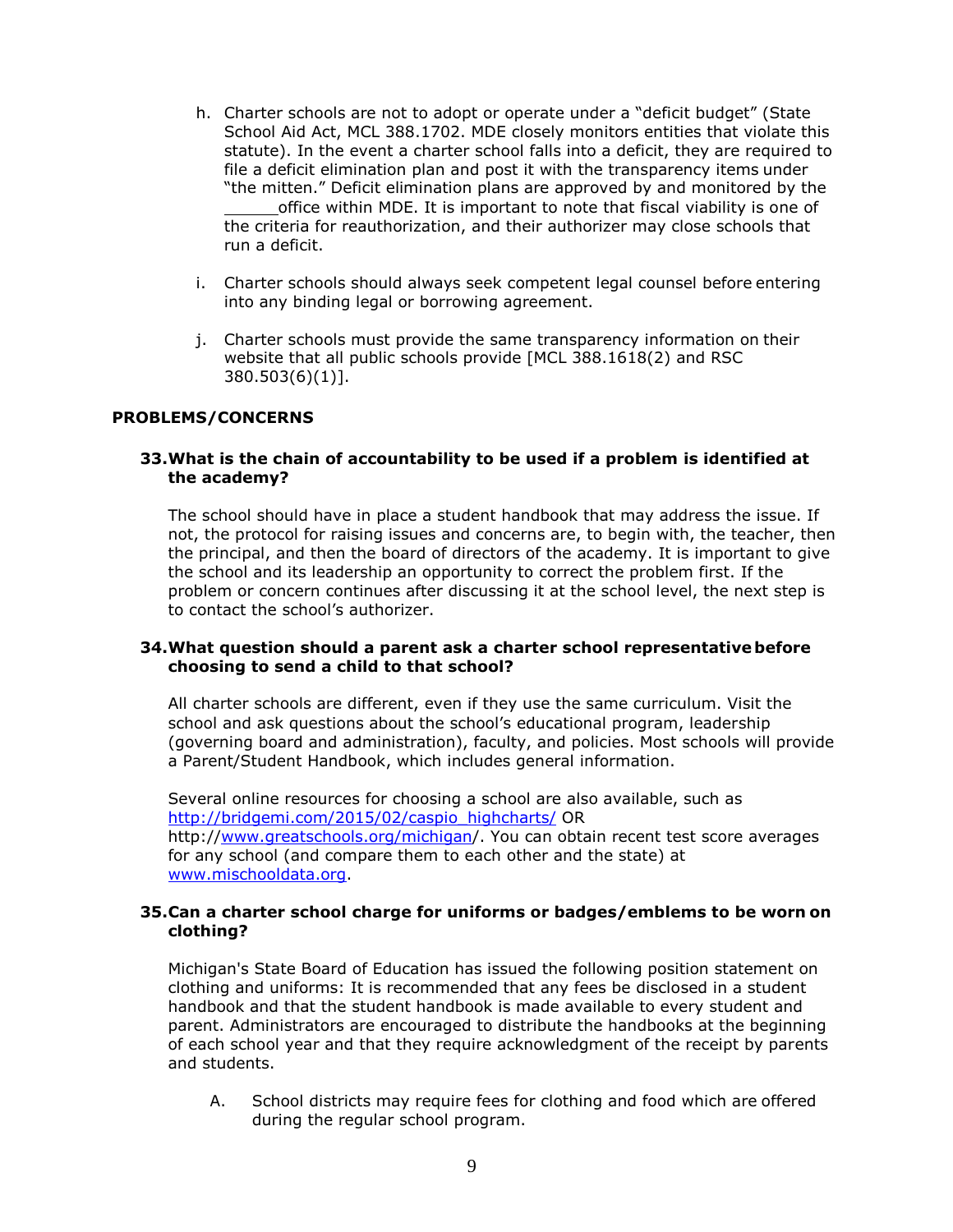h. Charter schools are not to adopt or operate under a "deficit budget" (State School Aid Act, MCL 388.1702. MDE closely monitors entities that violate this statute). In the event a charter school falls into a deficit, they are required to file a deficit elimination plan and post it with the transparency items under "the mitten." Deficit elimination plans are approved by and monitored by the ______office within MDE. It is important to note that fiscal viability is one of the criteria for reauthorization, and their authorizer may close schools that run a deficit.

i. Charter schools should always seek competent legal counsel before entering into any binding legal or borrowing agreement.

j. Charter schools must provide the same transparency information on their website that all public schools provide [MCL 388.1618(2) and RSC 380.503(6)(1)].

## PROBLEMS/CONCERNS

### 33. What is the chain of accountability to be used if a problem is identified at the academy?

The school should have in place a student handbook that may address the issue. If not, the protocol for raising issues and concerns are, to begin with, the teacher, then the principal, and then the board of directors of the academy. It is important to give the school and its leadership an opportunity to correct the problem first. If the problem or concern continues after discussing it at the school level, the next step is to contact the school's authorizer.

### 34. What question should a parent ask a charter school representative before choosing to send a child to that school?

All charter schools are different, even if they use the same curriculum. Visit the school and ask questions about the school's educational program, leadership (governing board and administration), faculty, and policies. Most schools will provide a Parent/Student Handbook, which includes general information.

Several online resources for choosing a school are also available, such as http://bridgemi.com/2015/02/caspio_highcharts/ OR http://www.greatschools.org/michigan/. You can obtain recent test score averages for any school (and compare them to each other and the state) at www.mischooldata.org.

### 35. Can a charter school charge for uniforms or badges/emblems to be worn on clothing?

Michigan's State Board of Education has issued the following position statement on clothing and uniforms: It is recommended that any fees be disclosed in a student handbook and that the student handbook is made available to every student and parent. Administrators are encouraged to distribute the handbooks at the beginning of each school year and that they require acknowledgment of the receipt by parents and students.

A. School districts may require fees for clothing and food which are offered during the regular school program.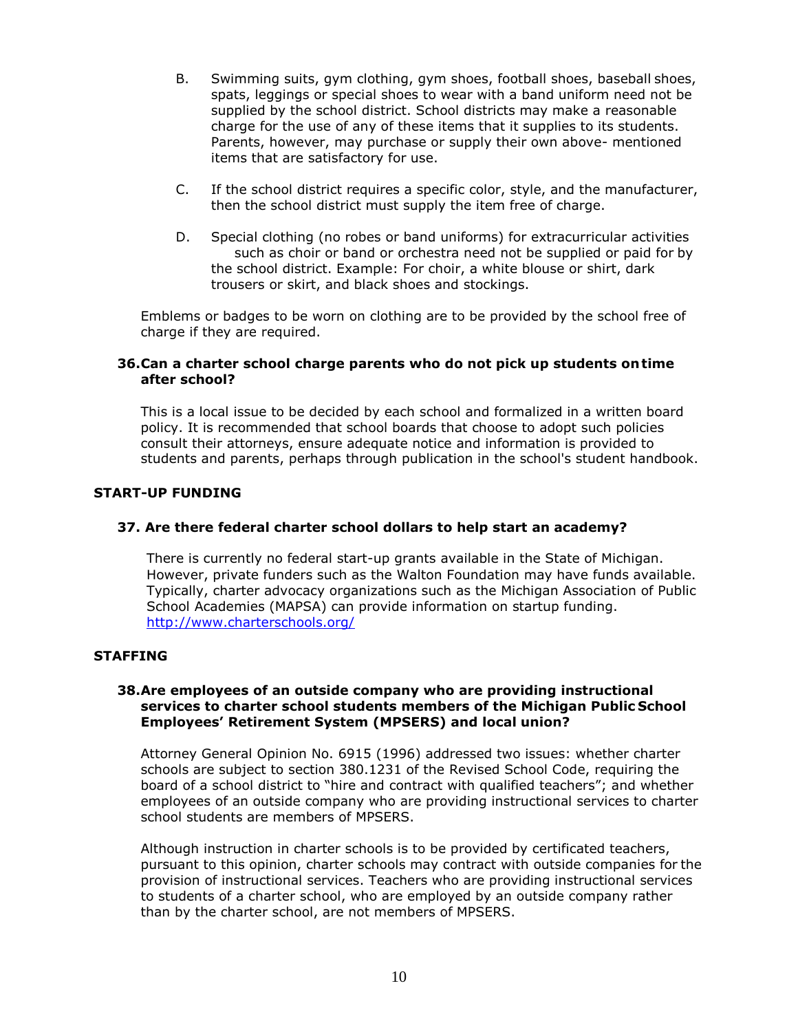B. Swimming suits, gym clothing, gym shoes, football shoes, baseball shoes, spats, leggings or special shoes to wear with a band uniform need not be supplied by the school district. School districts may make a reasonable charge for the use of any of these items that it supplies to its students. Parents, however, may purchase or supply their own above- mentioned items that are satisfactory for use.

C. If the school district requires a specific color, style, and the manufacturer, then the school district must supply the item free of charge.

D. Special clothing (no robes or band uniforms) for extracurricular activities such as choir or band or orchestra need not be supplied or paid for by the school district. Example: For choir, a white blouse or shirt, dark trousers or skirt, and black shoes and stockings.

Emblems or badges to be worn on clothing are to be provided by the school free of charge if they are required.

**36. Can a charter school charge parents who do not pick up students on time after school?**

This is a local issue to be decided by each school and formalized in a written board policy. It is recommended that school boards that choose to adopt such policies consult their attorneys, ensure adequate notice and information is provided to students and parents, perhaps through publication in the school's student handbook.

## START-UP FUNDING

**37. Are there federal charter school dollars to help start an academy?**

There is currently no federal start-up grants available in the State of Michigan. However, private funders such as the Walton Foundation may have funds available. Typically, charter advocacy organizations such as the Michigan Association of Public School Academies (MAPSA) can provide information on startup funding. http://www.charterschools.org/

## STAFFING

**38. Are employees of an outside company who are providing instructional services to charter school students members of the Michigan Public School Employees' Retirement System (MPSERS) and local union?**

Attorney General Opinion No. 6915 (1996) addressed two issues: whether charter schools are subject to section 380.1231 of the Revised School Code, requiring the board of a school district to "hire and contract with qualified teachers"; and whether employees of an outside company who are providing instructional services to charter school students are members of MPSERS.

Although instruction in charter schools is to be provided by certificated teachers, pursuant to this opinion, charter schools may contract with outside companies for the provision of instructional services. Teachers who are providing instructional services to students of a charter school, who are employed by an outside company rather than by the charter school, are not members of MPSERS.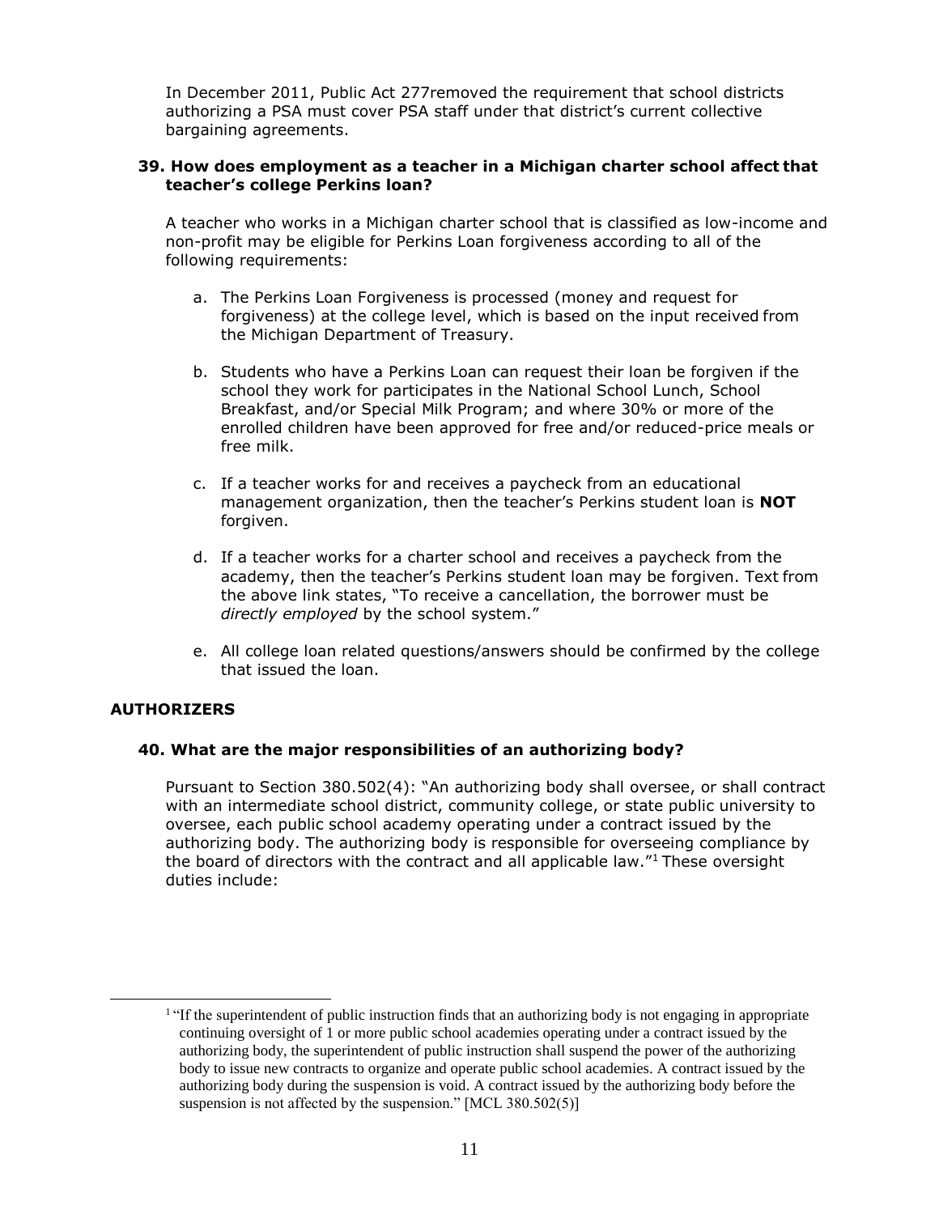In December 2011, Public Act 277removed the requirement that school districts authorizing a PSA must cover PSA staff under that district's current collective bargaining agreements.

### 39. How does employment as a teacher in a Michigan charter school affect that teacher's college Perkins loan?

A teacher who works in a Michigan charter school that is classified as low-income and non-profit may be eligible for Perkins Loan forgiveness according to all of the following requirements:

a. The Perkins Loan Forgiveness is processed (money and request for forgiveness) at the college level, which is based on the input received from the Michigan Department of Treasury.

b. Students who have a Perkins Loan can request their loan be forgiven if the school they work for participates in the National School Lunch, School Breakfast, and/or Special Milk Program; and where 30% or more of the enrolled children have been approved for free and/or reduced-price meals or free milk.

c. If a teacher works for and receives a paycheck from an educational management organization, then the teacher's Perkins student loan is **NOT** forgiven.

d. If a teacher works for a charter school and receives a paycheck from the academy, then the teacher's Perkins student loan may be forgiven. Text from the above link states, "To receive a cancellation, the borrower must be *directly employed* by the school system."

e. All college loan related questions/answers should be confirmed by the college that issued the loan.

## AUTHORIZERS

### 40. What are the major responsibilities of an authorizing body?

Pursuant to Section 380.502(4): "An authorizing body shall oversee, or shall contract with an intermediate school district, community college, or state public university to oversee, each public school academy operating under a contract issued by the authorizing body. The authorizing body is responsible for overseeing compliance by the board of directors with the contract and all applicable law."[1] These oversight duties include:

[1] "If the superintendent of public instruction finds that an authorizing body is not engaging in appropriate continuing oversight of 1 or more public school academies operating under a contract issued by the authorizing body, the superintendent of public instruction shall suspend the power of the authorizing body to issue new contracts to organize and operate public school academies. A contract issued by the authorizing body during the suspension is void. A contract issued by the authorizing body before the suspension is not affected by the suspension." [MCL 380.502(5)]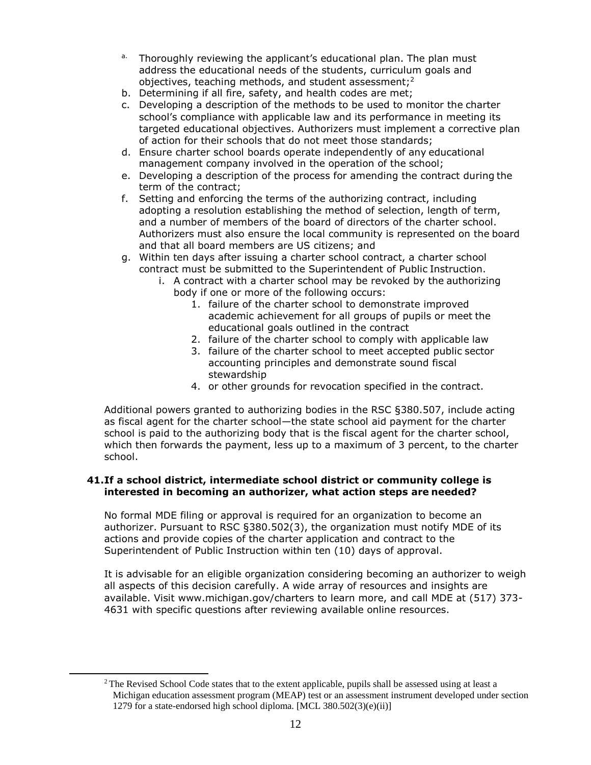a. Thoroughly reviewing the applicant's educational plan. The plan must address the educational needs of the students, curriculum goals and objectives, teaching methods, and student assessment;[2]
b. Determining if all fire, safety, and health codes are met;
c. Developing a description of the methods to be used to monitor the charter school's compliance with applicable law and its performance in meeting its targeted educational objectives. Authorizers must implement a corrective plan of action for their schools that do not meet those standards;
d. Ensure charter school boards operate independently of any educational management company involved in the operation of the school;
e. Developing a description of the process for amending the contract during the term of the contract;
f. Setting and enforcing the terms of the authorizing contract, including adopting a resolution establishing the method of selection, length of term, and a number of members of the board of directors of the charter school. Authorizers must also ensure the local community is represented on the board and that all board members are US citizens; and
g. Within ten days after issuing a charter school contract, a charter school contract must be submitted to the Superintendent of Public Instruction.
    i. A contract with a charter school may be revoked by the authorizing body if one or more of the following occurs:
        1. failure of the charter school to demonstrate improved academic achievement for all groups of pupils or meet the educational goals outlined in the contract
        2. failure of the charter school to comply with applicable law
        3. failure of the charter school to meet accepted public sector accounting principles and demonstrate sound fiscal stewardship
        4. or other grounds for revocation specified in the contract.

Additional powers granted to authorizing bodies in the RSC §380.507, include acting as fiscal agent for the charter school—the state school aid payment for the charter school is paid to the authorizing body that is the fiscal agent for the charter school, which then forwards the payment, less up to a maximum of 3 percent, to the charter school.

**41. If a school district, intermediate school district or community college is interested in becoming an authorizer, what action steps are needed?**

No formal MDE filing or approval is required for an organization to become an authorizer. Pursuant to RSC §380.502(3), the organization must notify MDE of its actions and provide copies of the charter application and contract to the Superintendent of Public Instruction within ten (10) days of approval.

It is advisable for an eligible organization considering becoming an authorizer to weigh all aspects of this decision carefully. A wide array of resources and insights are available. Visit www.michigan.gov/charters to learn more, and call MDE at (517) 373-4631 with specific questions after reviewing available online resources.

[2] The Revised School Code states that to the extent applicable, pupils shall be assessed using at least a Michigan education assessment program (MEAP) test or an assessment instrument developed under section 1279 for a state-endorsed high school diploma. [MCL 380.502(3)(e)(ii)]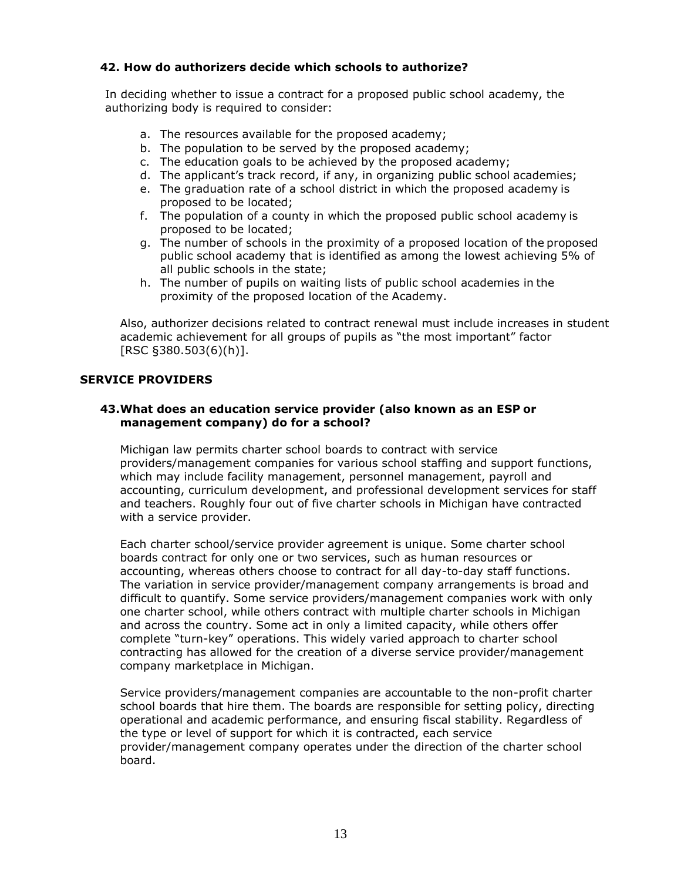### 42. How do authorizers decide which schools to authorize?

In deciding whether to issue a contract for a proposed public school academy, the authorizing body is required to consider:

a. The resources available for the proposed academy;
b. The population to be served by the proposed academy;
c. The education goals to be achieved by the proposed academy;
d. The applicant's track record, if any, in organizing public school academies;
e. The graduation rate of a school district in which the proposed academy is proposed to be located;
f. The population of a county in which the proposed public school academy is proposed to be located;
g. The number of schools in the proximity of a proposed location of the proposed public school academy that is identified as among the lowest achieving 5% of all public schools in the state;
h. The number of pupils on waiting lists of public school academies in the proximity of the proposed location of the Academy.

Also, authorizer decisions related to contract renewal must include increases in student academic achievement for all groups of pupils as "the most important" factor [RSC §380.503(6)(h)].

## SERVICE PROVIDERS

### 43. What does an education service provider (also known as an ESP or management company) do for a school?

Michigan law permits charter school boards to contract with service providers/management companies for various school staffing and support functions, which may include facility management, personnel management, payroll and accounting, curriculum development, and professional development services for staff and teachers. Roughly four out of five charter schools in Michigan have contracted with a service provider.

Each charter school/service provider agreement is unique. Some charter school boards contract for only one or two services, such as human resources or accounting, whereas others choose to contract for all day-to-day staff functions. The variation in service provider/management company arrangements is broad and difficult to quantify. Some service providers/management companies work with only one charter school, while others contract with multiple charter schools in Michigan and across the country. Some act in only a limited capacity, while others offer complete "turn-key" operations. This widely varied approach to charter school contracting has allowed for the creation of a diverse service provider/management company marketplace in Michigan.

Service providers/management companies are accountable to the non-profit charter school boards that hire them. The boards are responsible for setting policy, directing operational and academic performance, and ensuring fiscal stability. Regardless of the type or level of support for which it is contracted, each service provider/management company operates under the direction of the charter school board.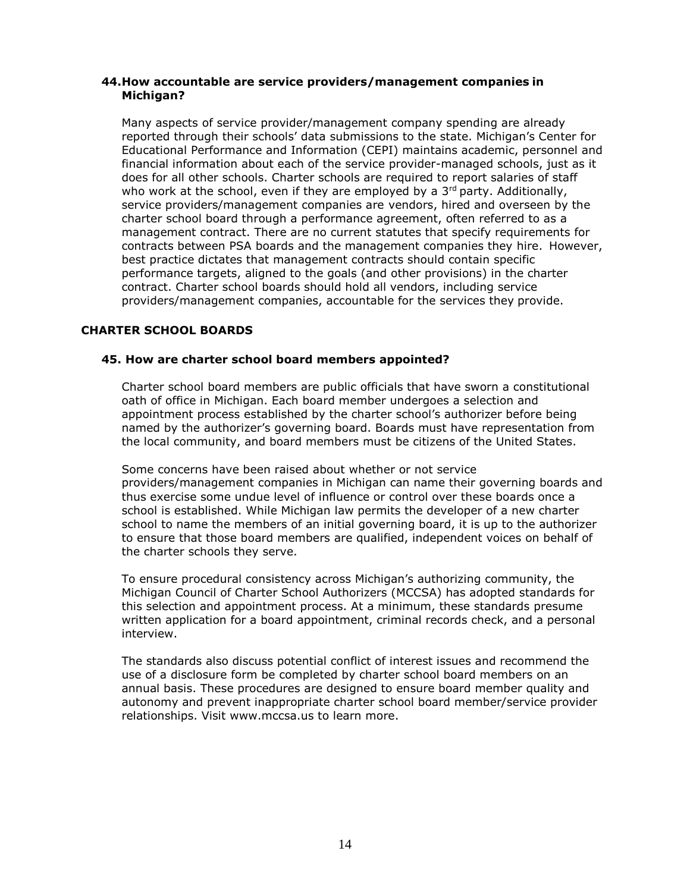### 44. How accountable are service providers/management companies in Michigan?

Many aspects of service provider/management company spending are already reported through their schools' data submissions to the state. Michigan's Center for Educational Performance and Information (CEPI) maintains academic, personnel and financial information about each of the service provider-managed schools, just as it does for all other schools. Charter schools are required to report salaries of staff who work at the school, even if they are employed by a 3rd party. Additionally, service providers/management companies are vendors, hired and overseen by the charter school board through a performance agreement, often referred to as a management contract. There are no current statutes that specify requirements for contracts between PSA boards and the management companies they hire. However, best practice dictates that management contracts should contain specific performance targets, aligned to the goals (and other provisions) in the charter contract. Charter school boards should hold all vendors, including service providers/management companies, accountable for the services they provide.

## CHARTER SCHOOL BOARDS

### 45. How are charter school board members appointed?

Charter school board members are public officials that have sworn a constitutional oath of office in Michigan. Each board member undergoes a selection and appointment process established by the charter school's authorizer before being named by the authorizer's governing board. Boards must have representation from the local community, and board members must be citizens of the United States.

Some concerns have been raised about whether or not service providers/management companies in Michigan can name their governing boards and thus exercise some undue level of influence or control over these boards once a school is established. While Michigan law permits the developer of a new charter school to name the members of an initial governing board, it is up to the authorizer to ensure that those board members are qualified, independent voices on behalf of the charter schools they serve.

To ensure procedural consistency across Michigan's authorizing community, the Michigan Council of Charter School Authorizers (MCCSA) has adopted standards for this selection and appointment process. At a minimum, these standards presume written application for a board appointment, criminal records check, and a personal interview.

The standards also discuss potential conflict of interest issues and recommend the use of a disclosure form be completed by charter school board members on an annual basis. These procedures are designed to ensure board member quality and autonomy and prevent inappropriate charter school board member/service provider relationships. Visit www.mccsa.us to learn more.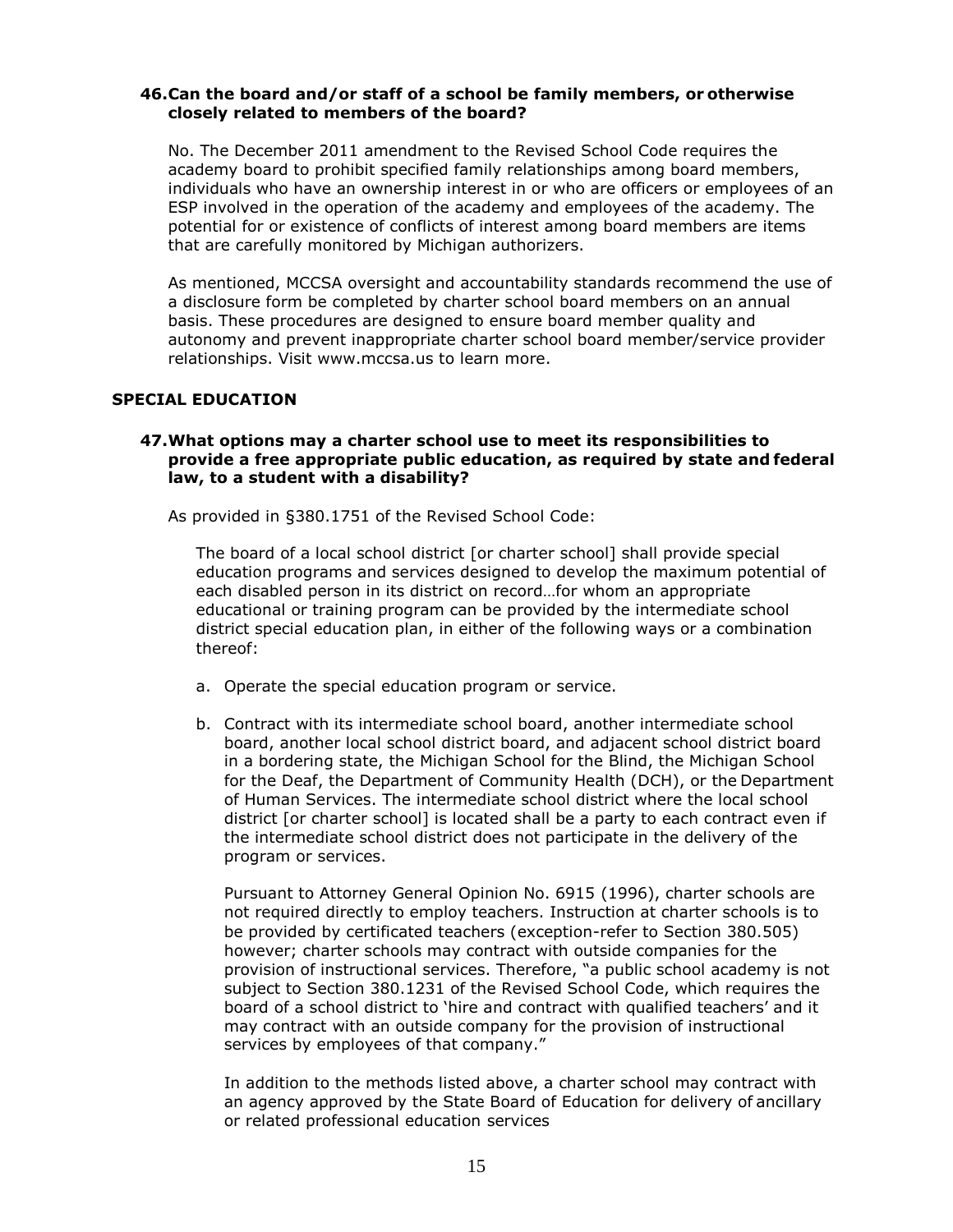**46. Can the board and/or staff of a school be family members, or otherwise closely related to members of the board?**

No. The December 2011 amendment to the Revised School Code requires the academy board to prohibit specified family relationships among board members, individuals who have an ownership interest in or who are officers or employees of an ESP involved in the operation of the academy and employees of the academy. The potential for or existence of conflicts of interest among board members are items that are carefully monitored by Michigan authorizers.

As mentioned, MCCSA oversight and accountability standards recommend the use of a disclosure form be completed by charter school board members on an annual basis. These procedures are designed to ensure board member quality and autonomy and prevent inappropriate charter school board member/service provider relationships. Visit www.mccsa.us to learn more.

## SPECIAL EDUCATION

**47. What options may a charter school use to meet its responsibilities to provide a free appropriate public education, as required by state and federal law, to a student with a disability?**

As provided in §380.1751 of the Revised School Code:

> The board of a local school district [or charter school] shall provide special education programs and services designed to develop the maximum potential of each disabled person in its district on record…for whom an appropriate educational or training program can be provided by the intermediate school district special education plan, in either of the following ways or a combination thereof:
>
> a. Operate the special education program or service.
>
> b. Contract with its intermediate school board, another intermediate school board, another local school district board, and adjacent school district board in a bordering state, the Michigan School for the Blind, the Michigan School for the Deaf, the Department of Community Health (DCH), or the Department of Human Services. The intermediate school district where the local school district [or charter school] is located shall be a party to each contract even if the intermediate school district does not participate in the delivery of the program or services.
>
> Pursuant to Attorney General Opinion No. 6915 (1996), charter schools are not required directly to employ teachers. Instruction at charter schools is to be provided by certificated teachers (exception-refer to Section 380.505) however; charter schools may contract with outside companies for the provision of instructional services. Therefore, "a public school academy is not subject to Section 380.1231 of the Revised School Code, which requires the board of a school district to 'hire and contract with qualified teachers' and it may contract with an outside company for the provision of instructional services by employees of that company."
>
> In addition to the methods listed above, a charter school may contract with an agency approved by the State Board of Education for delivery of ancillary or related professional education services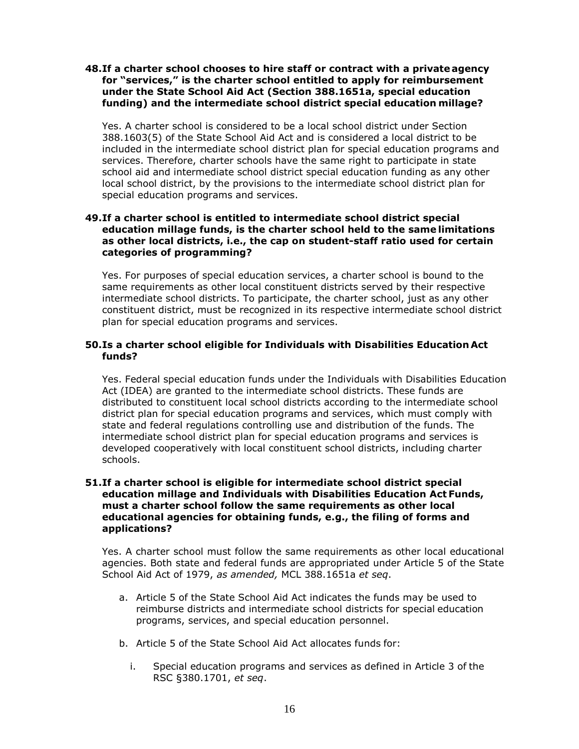**48. If a charter school chooses to hire staff or contract with a private agency for "services," is the charter school entitled to apply for reimbursement under the State School Aid Act (Section 388.1651a, special education funding) and the intermediate school district special education millage?**

Yes. A charter school is considered to be a local school district under Section 388.1603(5) of the State School Aid Act and is considered a local district to be included in the intermediate school district plan for special education programs and services. Therefore, charter schools have the same right to participate in state school aid and intermediate school district special education funding as any other local school district, by the provisions to the intermediate school district plan for special education programs and services.

**49. If a charter school is entitled to intermediate school district special education millage funds, is the charter school held to the same limitations as other local districts, i.e., the cap on student-staff ratio used for certain categories of programming?**

Yes. For purposes of special education services, a charter school is bound to the same requirements as other local constituent districts served by their respective intermediate school districts. To participate, the charter school, just as any other constituent district, must be recognized in its respective intermediate school district plan for special education programs and services.

**50. Is a charter school eligible for Individuals with Disabilities Education Act funds?**

Yes. Federal special education funds under the Individuals with Disabilities Education Act (IDEA) are granted to the intermediate school districts. These funds are distributed to constituent local school districts according to the intermediate school district plan for special education programs and services, which must comply with state and federal regulations controlling use and distribution of the funds. The intermediate school district plan for special education programs and services is developed cooperatively with local constituent school districts, including charter schools.

**51. If a charter school is eligible for intermediate school district special education millage and Individuals with Disabilities Education Act Funds, must a charter school follow the same requirements as other local educational agencies for obtaining funds, e.g., the filing of forms and applications?**

Yes. A charter school must follow the same requirements as other local educational agencies. Both state and federal funds are appropriated under Article 5 of the State School Aid Act of 1979, *as amended,* MCL 388.1651a *et seq*.

a. Article 5 of the State School Aid Act indicates the funds may be used to reimburse districts and intermediate school districts for special education programs, services, and special education personnel.

b. Article 5 of the State School Aid Act allocates funds for:

   i. Special education programs and services as defined in Article 3 of the RSC §380.1701, *et seq*.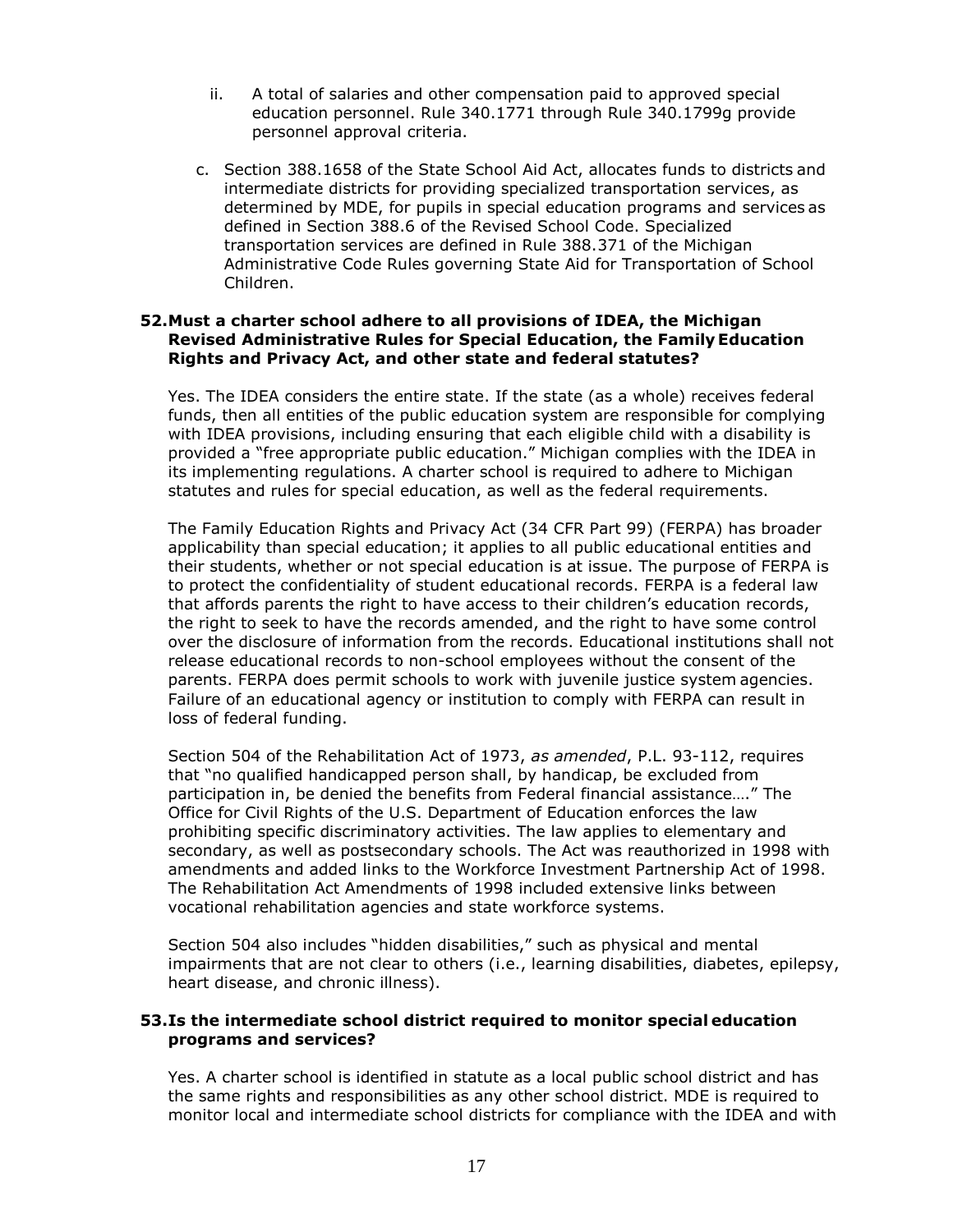ii. A total of salaries and other compensation paid to approved special education personnel. Rule 340.1771 through Rule 340.1799g provide personnel approval criteria.

c. Section 388.1658 of the State School Aid Act, allocates funds to districts and intermediate districts for providing specialized transportation services, as determined by MDE, for pupils in special education programs and services as defined in Section 388.6 of the Revised School Code. Specialized transportation services are defined in Rule 388.371 of the Michigan Administrative Code Rules governing State Aid for Transportation of School Children.

**52. Must a charter school adhere to all provisions of IDEA, the Michigan Revised Administrative Rules for Special Education, the Family Education Rights and Privacy Act, and other state and federal statutes?**

Yes. The IDEA considers the entire state. If the state (as a whole) receives federal funds, then all entities of the public education system are responsible for complying with IDEA provisions, including ensuring that each eligible child with a disability is provided a "free appropriate public education." Michigan complies with the IDEA in its implementing regulations. A charter school is required to adhere to Michigan statutes and rules for special education, as well as the federal requirements.

The Family Education Rights and Privacy Act (34 CFR Part 99) (FERPA) has broader applicability than special education; it applies to all public educational entities and their students, whether or not special education is at issue. The purpose of FERPA is to protect the confidentiality of student educational records. FERPA is a federal law that affords parents the right to have access to their children's education records, the right to seek to have the records amended, and the right to have some control over the disclosure of information from the records. Educational institutions shall not release educational records to non-school employees without the consent of the parents. FERPA does permit schools to work with juvenile justice system agencies. Failure of an educational agency or institution to comply with FERPA can result in loss of federal funding.

Section 504 of the Rehabilitation Act of 1973, *as amended*, P.L. 93-112, requires that "no qualified handicapped person shall, by handicap, be excluded from participation in, be denied the benefits from Federal financial assistance…." The Office for Civil Rights of the U.S. Department of Education enforces the law prohibiting specific discriminatory activities. The law applies to elementary and secondary, as well as postsecondary schools. The Act was reauthorized in 1998 with amendments and added links to the Workforce Investment Partnership Act of 1998. The Rehabilitation Act Amendments of 1998 included extensive links between vocational rehabilitation agencies and state workforce systems.

Section 504 also includes "hidden disabilities," such as physical and mental impairments that are not clear to others (i.e., learning disabilities, diabetes, epilepsy, heart disease, and chronic illness).

**53. Is the intermediate school district required to monitor special education programs and services?**

Yes. A charter school is identified in statute as a local public school district and has the same rights and responsibilities as any other school district. MDE is required to monitor local and intermediate school districts for compliance with the IDEA and with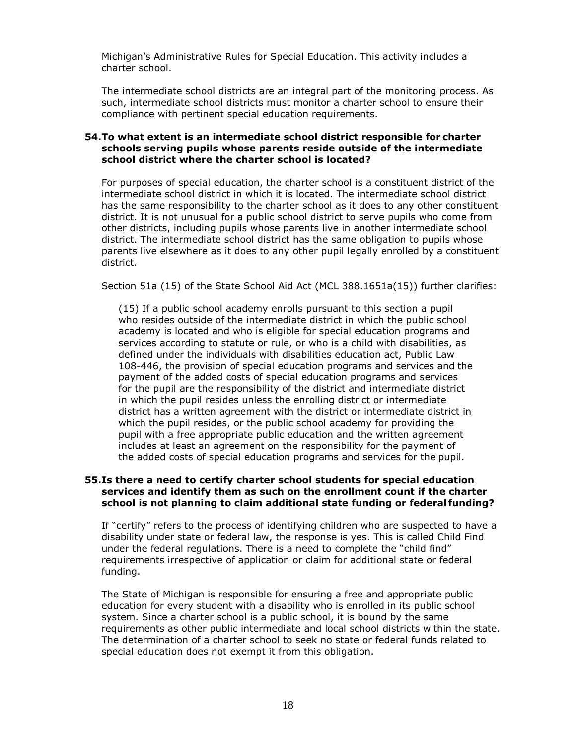Michigan's Administrative Rules for Special Education. This activity includes a charter school.

The intermediate school districts are an integral part of the monitoring process. As such, intermediate school districts must monitor a charter school to ensure their compliance with pertinent special education requirements.

**54. To what extent is an intermediate school district responsible for charter schools serving pupils whose parents reside outside of the intermediate school district where the charter school is located?**

For purposes of special education, the charter school is a constituent district of the intermediate school district in which it is located. The intermediate school district has the same responsibility to the charter school as it does to any other constituent district. It is not unusual for a public school district to serve pupils who come from other districts, including pupils whose parents live in another intermediate school district. The intermediate school district has the same obligation to pupils whose parents live elsewhere as it does to any other pupil legally enrolled by a constituent district.

Section 51a (15) of the State School Aid Act (MCL 388.1651a(15)) further clarifies:

> (15) If a public school academy enrolls pursuant to this section a pupil who resides outside of the intermediate district in which the public school academy is located and who is eligible for special education programs and services according to statute or rule, or who is a child with disabilities, as defined under the individuals with disabilities education act, Public Law 108-446, the provision of special education programs and services and the payment of the added costs of special education programs and services for the pupil are the responsibility of the district and intermediate district in which the pupil resides unless the enrolling district or intermediate district has a written agreement with the district or intermediate district in which the pupil resides, or the public school academy for providing the pupil with a free appropriate public education and the written agreement includes at least an agreement on the responsibility for the payment of the added costs of special education programs and services for the pupil.

**55. Is there a need to certify charter school students for special education services and identify them as such on the enrollment count if the charter school is not planning to claim additional state funding or federal funding?**

If "certify" refers to the process of identifying children who are suspected to have a disability under state or federal law, the response is yes. This is called Child Find under the federal regulations. There is a need to complete the "child find" requirements irrespective of application or claim for additional state or federal funding.

The State of Michigan is responsible for ensuring a free and appropriate public education for every student with a disability who is enrolled in its public school system. Since a charter school is a public school, it is bound by the same requirements as other public intermediate and local school districts within the state. The determination of a charter school to seek no state or federal funds related to special education does not exempt it from this obligation.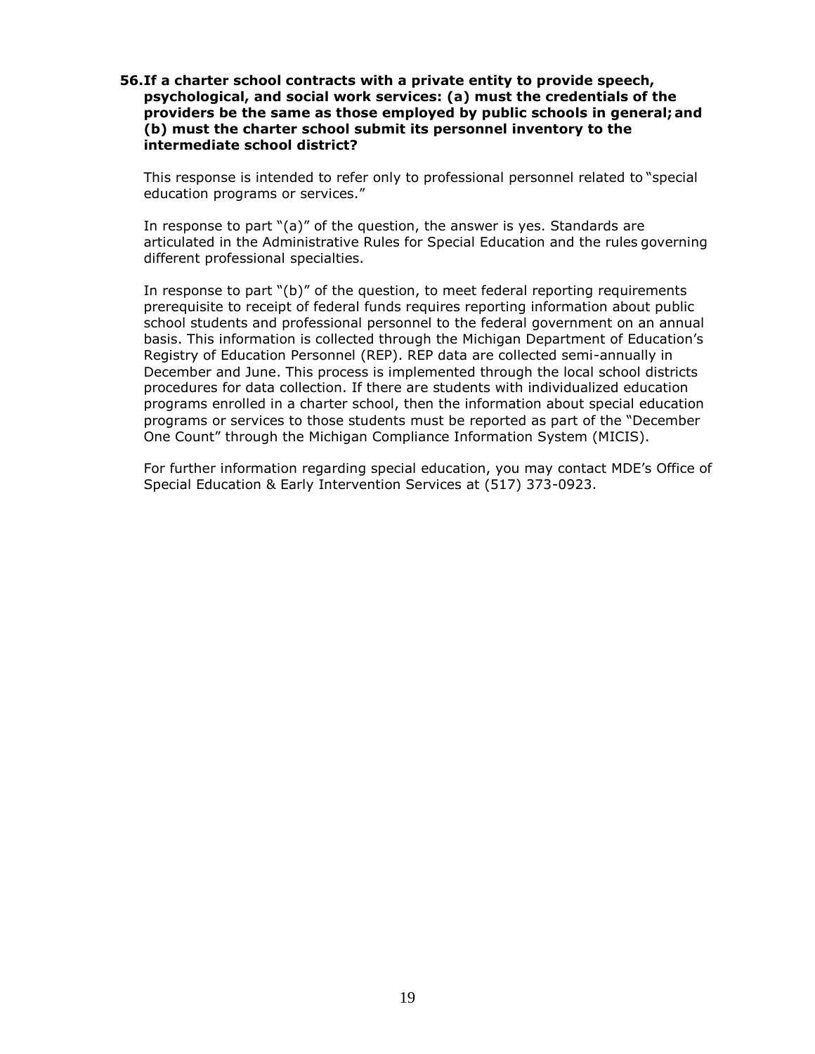**56. If a charter school contracts with a private entity to provide speech, psychological, and social work services: (a) must the credentials of the providers be the same as those employed by public schools in general; and (b) must the charter school submit its personnel inventory to the intermediate school district?**

This response is intended to refer only to professional personnel related to "special education programs or services."

In response to part "(a)" of the question, the answer is yes. Standards are articulated in the Administrative Rules for Special Education and the rules governing different professional specialties.

In response to part "(b)" of the question, to meet federal reporting requirements prerequisite to receipt of federal funds requires reporting information about public school students and professional personnel to the federal government on an annual basis. This information is collected through the Michigan Department of Education's Registry of Education Personnel (REP). REP data are collected semi-annually in December and June. This process is implemented through the local school districts procedures for data collection. If there are students with individualized education programs enrolled in a charter school, then the information about special education programs or services to those students must be reported as part of the "December One Count" through the Michigan Compliance Information System (MICIS).

For further information regarding special education, you may contact MDE's Office of Special Education & Early Intervention Services at (517) 373-0923.